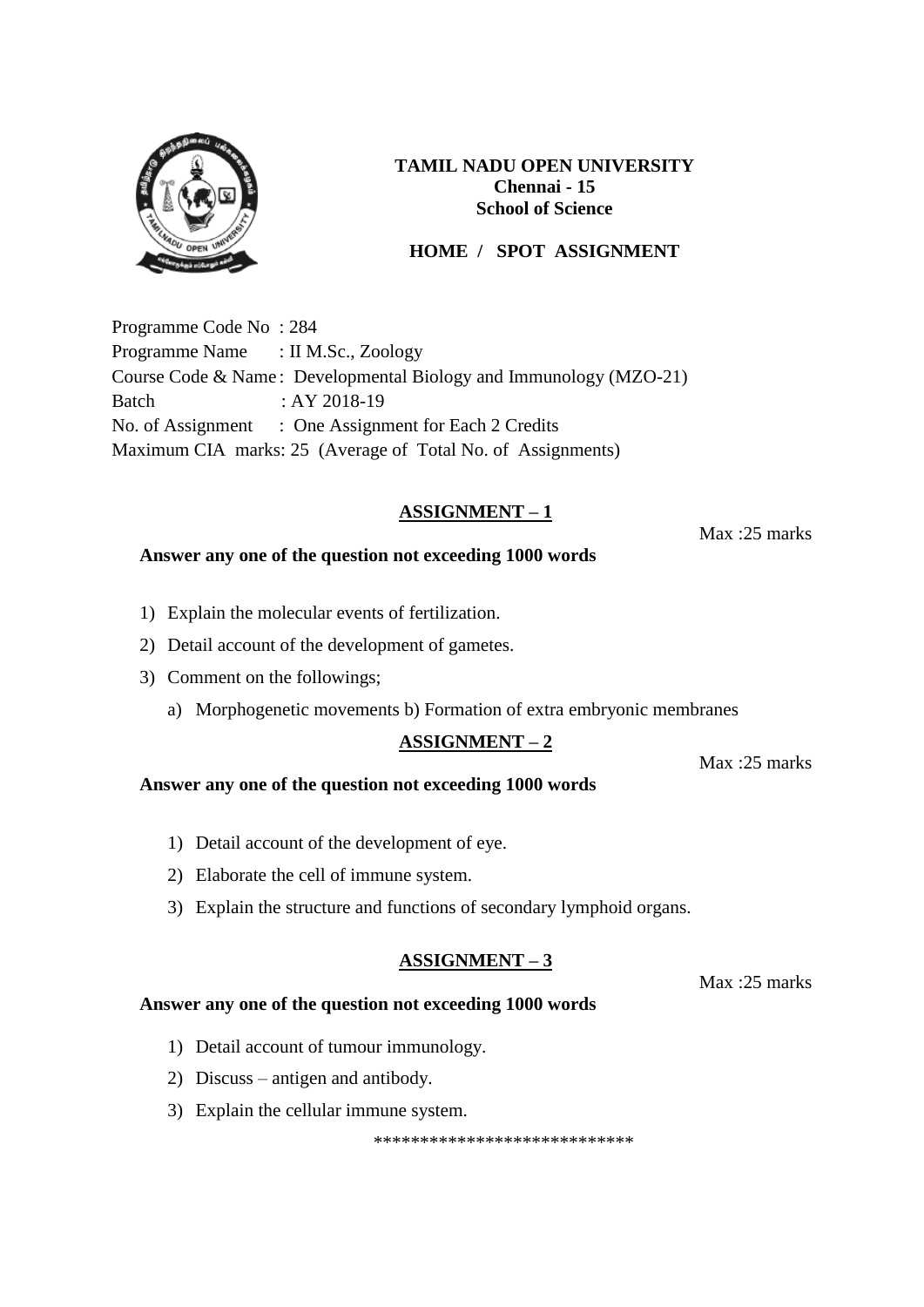**TAMIL NADU OPEN UNIVERSITY**
**Chennai - 15**
**School of Science**

**HOME / SPOT ASSIGNMENT**

Programme Code No : 284
Programme Name : II M.Sc., Zoology
Course Code & Name : Developmental Biology and Immunology (MZO-21)
Batch : AY 2018-19
No. of Assignment : One Assignment for Each 2 Credits
Maximum CIA marks: 25 (Average of Total No. of Assignments)

## ASSIGNMENT – 1

Max :25 marks

**Answer any one of the question not exceeding 1000 words**

1) Explain the molecular events of fertilization.
2) Detail account of the development of gametes.
3) Comment on the followings;
   a) Morphogenetic movements b) Formation of extra embryonic membranes

## ASSIGNMENT – 2

Max :25 marks

**Answer any one of the question not exceeding 1000 words**

1) Detail account of the development of eye.
2) Elaborate the cell of immune system.
3) Explain the structure and functions of secondary lymphoid organs.

## ASSIGNMENT – 3

Max :25 marks

**Answer any one of the question not exceeding 1000 words**

1) Detail account of tumour immunology.
2) Discuss – antigen and antibody.
3) Explain the cellular immune system.

\*\*\*\*\*\*\*\*\*\*\*\*\*\*\*\*\*\*\*\*\*\*\*\*\*\*\*\*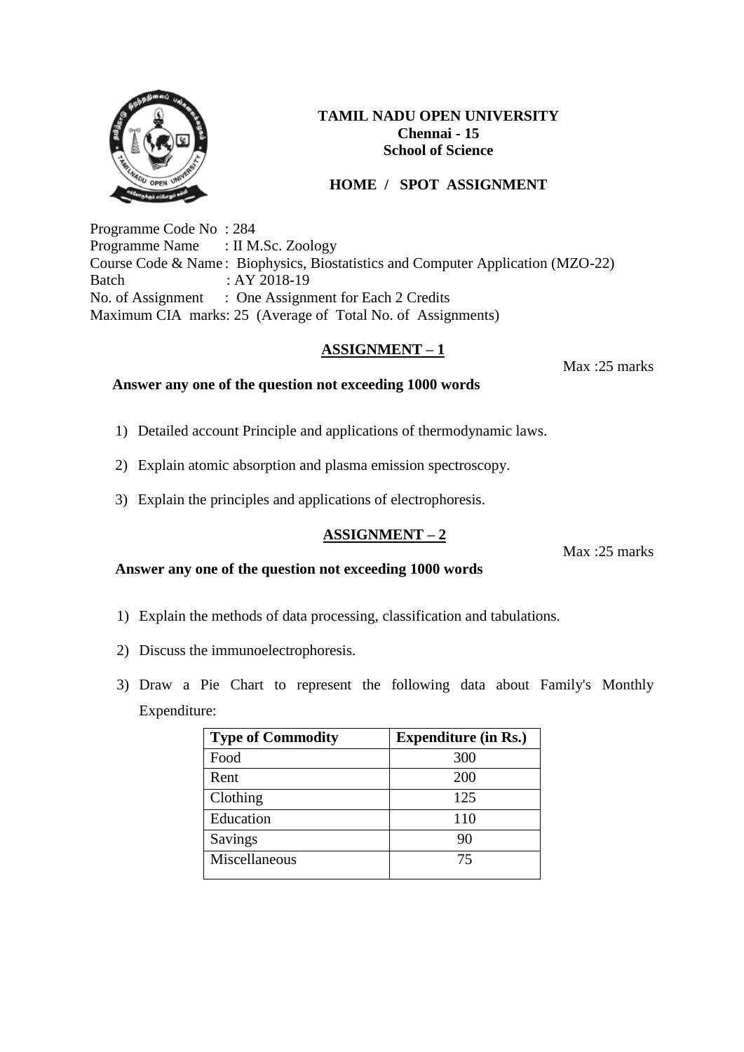**TAMIL NADU OPEN UNIVERSITY**
**Chennai - 15**
**School of Science**

**HOME / SPOT ASSIGNMENT**

Programme Code No : 284
Programme Name : II M.Sc. Zoology
Course Code & Name : Biophysics, Biostatistics and Computer Application (MZO-22)
Batch : AY 2018-19
No. of Assignment : One Assignment for Each 2 Credits
Maximum CIA marks: 25 (Average of Total No. of Assignments)

## ASSIGNMENT – 1

Max :25 marks

**Answer any one of the question not exceeding 1000 words**

1) Detailed account Principle and applications of thermodynamic laws.
2) Explain atomic absorption and plasma emission spectroscopy.
3) Explain the principles and applications of electrophoresis.

## ASSIGNMENT – 2

Max :25 marks

**Answer any one of the question not exceeding 1000 words**

1) Explain the methods of data processing, classification and tabulations.
2) Discuss the immunoelectrophoresis.
3) Draw a Pie Chart to represent the following data about Family's Monthly Expenditure:

| Type of Commodity | Expenditure (in Rs.) |
|---|---|
| Food | 300 |
| Rent | 200 |
| Clothing | 125 |
| Education | 110 |
| Savings | 90 |
| Miscellaneous | 75 |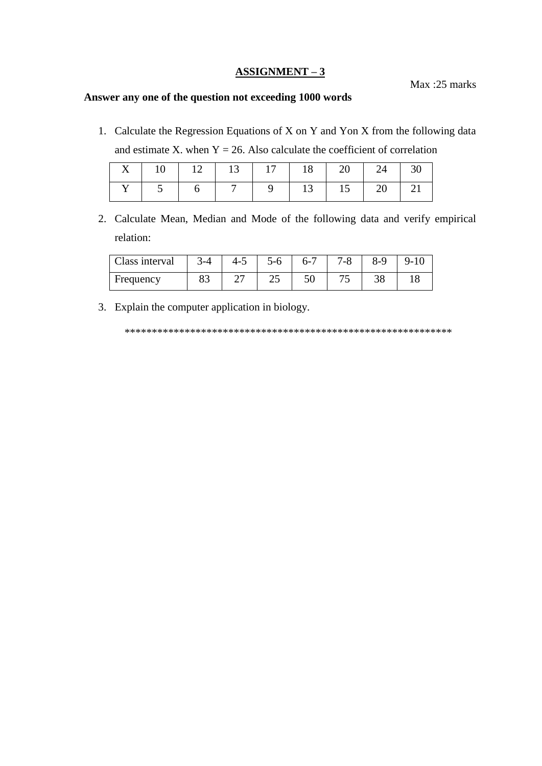## ASSIGNMENT – 3

Max :25 marks

**Answer any one of the question not exceeding 1000 words**

1. Calculate the Regression Equations of X on Y and Yon X from the following data and estimate X. when Y = 26. Also calculate the coefficient of correlation

| X | 10 | 12 | 13 | 17 | 18 | 20 | 24 | 30 |
|---|---|---|---|---|---|---|---|---|
| Y | 5 | 6 | 7 | 9 | 13 | 15 | 20 | 21 |

2. Calculate Mean, Median and Mode of the following data and verify empirical relation:

| Class interval | 3-4 | 4-5 | 5-6 | 6-7 | 7-8 | 8-9 | 9-10 |
|---|---|---|---|---|---|---|---|
| Frequency | 83 | 27 | 25 | 50 | 75 | 38 | 18 |

3. Explain the computer application in biology.

*************************************************************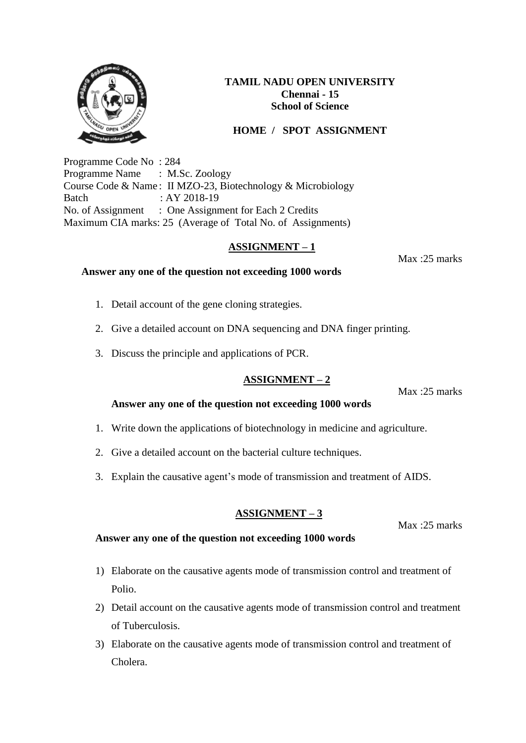**TAMIL NADU OPEN UNIVERSITY**
**Chennai - 15**
**School of Science**

**HOME / SPOT ASSIGNMENT**

Programme Code No : 284
Programme Name : M.Sc. Zoology
Course Code & Name : II MZO-23, Biotechnology & Microbiology
Batch : AY 2018-19
No. of Assignment : One Assignment for Each 2 Credits
Maximum CIA marks: 25 (Average of Total No. of Assignments)

## ASSIGNMENT – 1

Max :25 marks

**Answer any one of the question not exceeding 1000 words**

1. Detail account of the gene cloning strategies.
2. Give a detailed account on DNA sequencing and DNA finger printing.
3. Discuss the principle and applications of PCR.

## ASSIGNMENT – 2

Max :25 marks

**Answer any one of the question not exceeding 1000 words**

1. Write down the applications of biotechnology in medicine and agriculture.
2. Give a detailed account on the bacterial culture techniques.
3. Explain the causative agent's mode of transmission and treatment of AIDS.

## ASSIGNMENT – 3

Max :25 marks

**Answer any one of the question not exceeding 1000 words**

1) Elaborate on the causative agents mode of transmission control and treatment of Polio.
2) Detail account on the causative agents mode of transmission control and treatment of Tuberculosis.
3) Elaborate on the causative agents mode of transmission control and treatment of Cholera.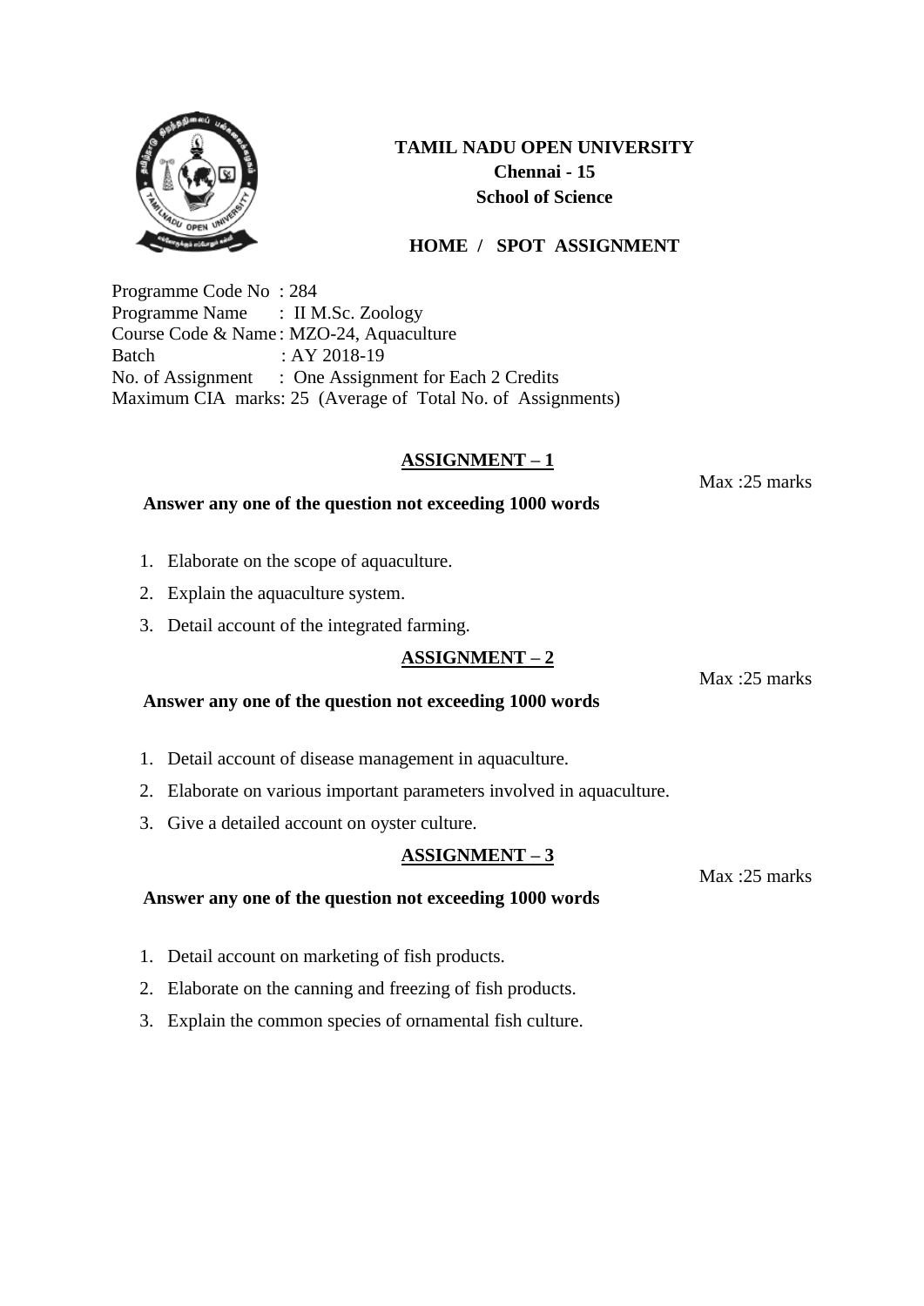**TAMIL NADU OPEN UNIVERSITY**
**Chennai - 15**
**School of Science**

**HOME / SPOT ASSIGNMENT**

Programme Code No : 284
Programme Name : II M.Sc. Zoology
Course Code & Name : MZO-24, Aquaculture
Batch : AY 2018-19
No. of Assignment : One Assignment for Each 2 Credits
Maximum CIA marks: 25 (Average of Total No. of Assignments)

## ASSIGNMENT – 1

Max :25 marks

**Answer any one of the question not exceeding 1000 words**

1. Elaborate on the scope of aquaculture.
2. Explain the aquaculture system.
3. Detail account of the integrated farming.

## ASSIGNMENT – 2

Max :25 marks

**Answer any one of the question not exceeding 1000 words**

1. Detail account of disease management in aquaculture.
2. Elaborate on various important parameters involved in aquaculture.
3. Give a detailed account on oyster culture.

## ASSIGNMENT – 3

Max :25 marks

**Answer any one of the question not exceeding 1000 words**

1. Detail account on marketing of fish products.
2. Elaborate on the canning and freezing of fish products.
3. Explain the common species of ornamental fish culture.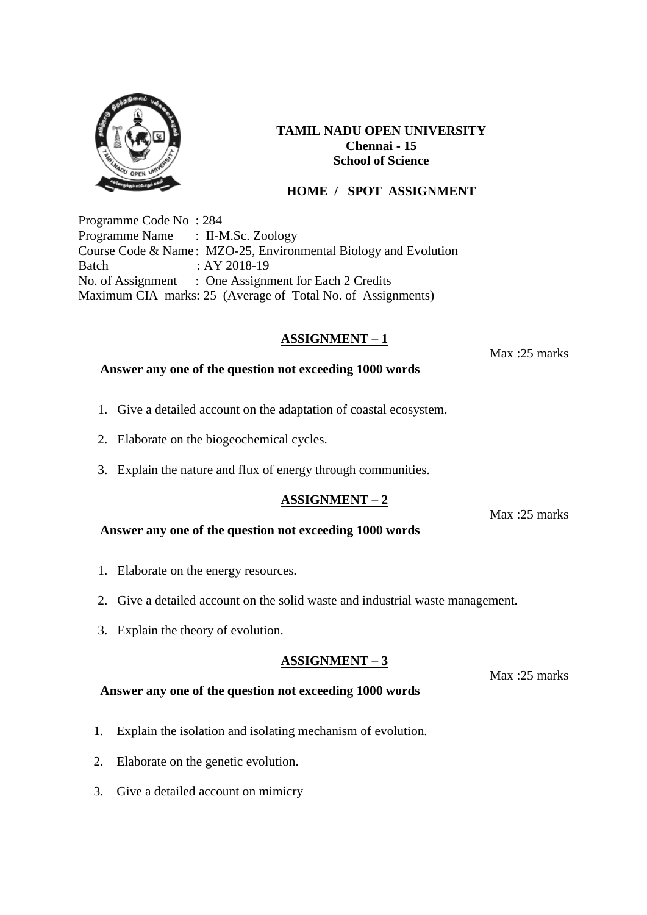**TAMIL NADU OPEN UNIVERSITY**
**Chennai - 15**
**School of Science**

**HOME / SPOT ASSIGNMENT**

Programme Code No : 284
Programme Name : II-M.Sc. Zoology
Course Code & Name : MZO-25, Environmental Biology and Evolution
Batch : AY 2018-19
No. of Assignment : One Assignment for Each 2 Credits
Maximum CIA marks: 25 (Average of Total No. of Assignments)

## ASSIGNMENT – 1

Max :25 marks

**Answer any one of the question not exceeding 1000 words**

1. Give a detailed account on the adaptation of coastal ecosystem.
2. Elaborate on the biogeochemical cycles.
3. Explain the nature and flux of energy through communities.

## ASSIGNMENT – 2

Max :25 marks

**Answer any one of the question not exceeding 1000 words**

1. Elaborate on the energy resources.
2. Give a detailed account on the solid waste and industrial waste management.
3. Explain the theory of evolution.

## ASSIGNMENT – 3

Max :25 marks

**Answer any one of the question not exceeding 1000 words**

1. Explain the isolation and isolating mechanism of evolution.
2. Elaborate on the genetic evolution.
3. Give a detailed account on mimicry